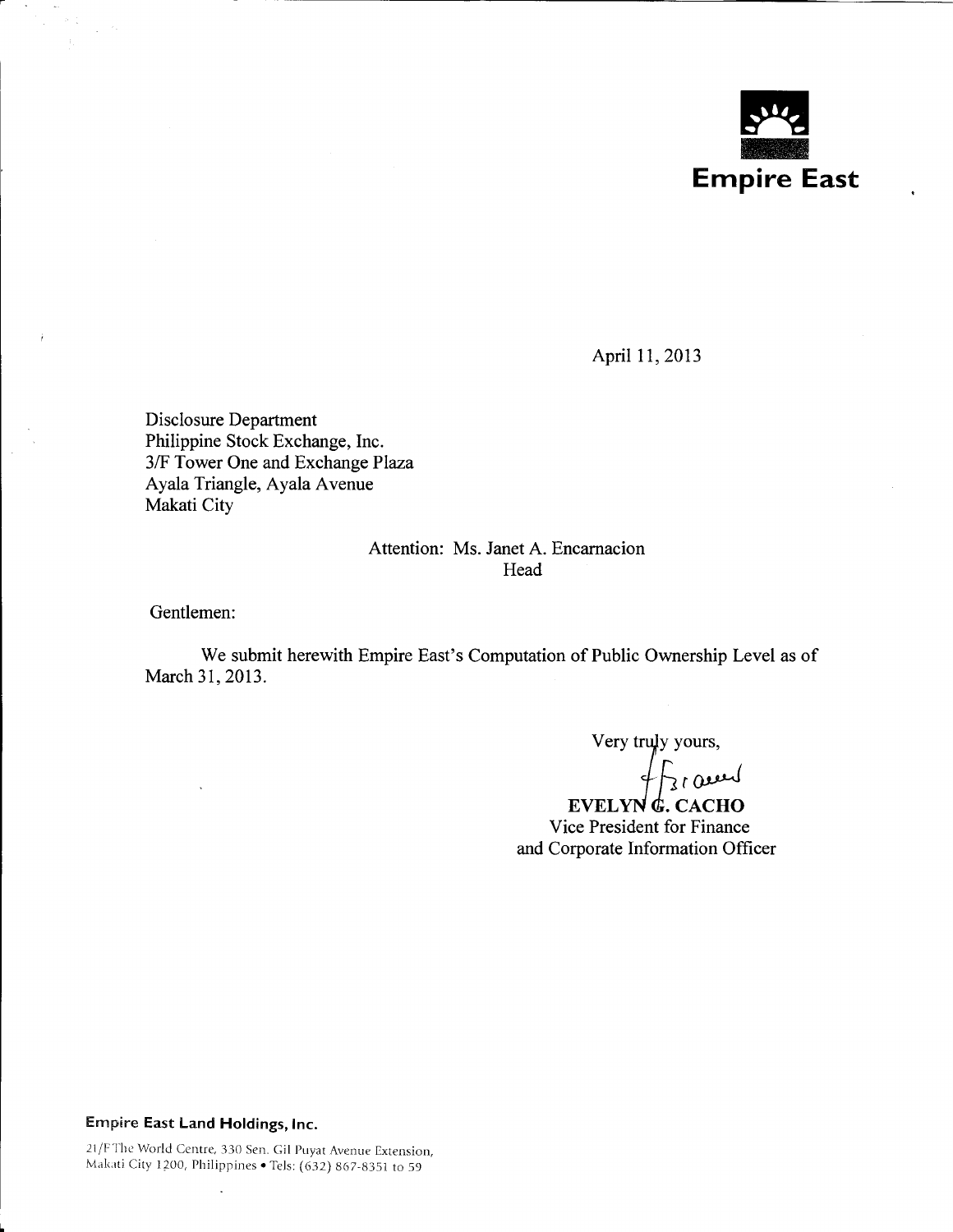**Empire East**

April 11, 2013

Disclosure Department
Philippine Stock Exchange, Inc.
3/F Tower One and Exchange Plaza
Ayala Triangle, Ayala Avenue
Makati City

Attention: Ms. Janet A. Encarnacion
Head

Gentlemen:

We submit herewith Empire East's Computation of Public Ownership Level as of March 31, 2013.

Very truly yours,

**EVELYN G. CACHO**
Vice President for Finance
and Corporate Information Officer

**Empire East Land Holdings, Inc.**

21/F The World Centre, 330 Sen. Gil Puyat Avenue Extension,
Makati City 1200, Philippines • Tels: (632) 867-8351 to 59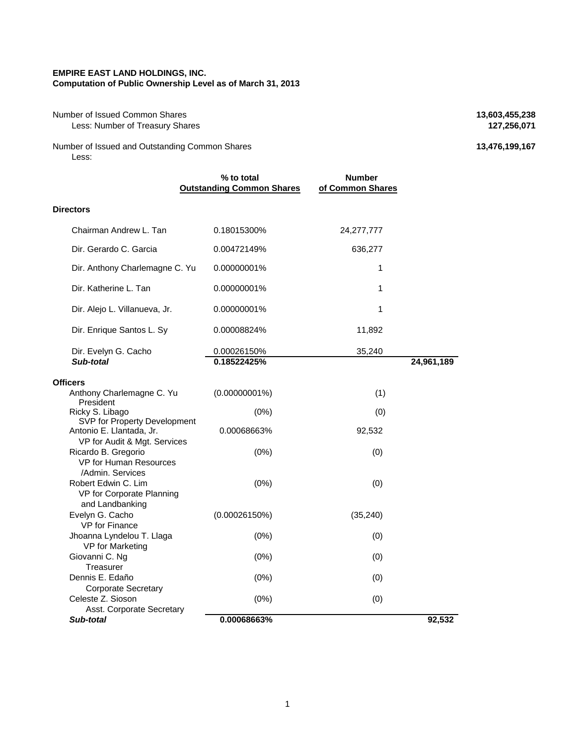**EMPIRE EAST LAND HOLDINGS, INC.**
**Computation of Public Ownership Level as of March 31, 2013**

| | | | |
|---|---|---|---|
| Number of Issued Common Shares | | | **13,603,455,238** |
| Less: Number of Treasury Shares | | | **127,256,071** |
| Number of Issued and Outstanding Common Shares | | | **13,476,199,167** |
| Less: | | | |

| | % to total Outstanding Common Shares | Number of Common Shares | |
|---|---|---|---|
| **Directors** | | | |
| Chairman Andrew L. Tan | 0.18015300% | 24,277,777 | |
| Dir. Gerardo C. Garcia | 0.00472149% | 636,277 | |
| Dir. Anthony Charlemagne C. Yu | 0.00000001% | 1 | |
| Dir. Katherine L. Tan | 0.00000001% | 1 | |
| Dir. Alejo L. Villanueva, Jr. | 0.00000001% | 1 | |
| Dir. Enrique Santos L. Sy | 0.00008824% | 11,892 | |
| Dir. Evelyn G. Cacho | 0.00026150% | 35,240 | |
| ***Sub-total*** | **0.18522425%** | | **24,961,189** |
| **Officers** | | | |
| Anthony Charlemagne C. Yu<br>President | (0.00000001%) | (1) | |
| Ricky S. Libago<br>SVP for Property Development | (0%) | (0) | |
| Antonio E. Llantada, Jr.<br>VP for Audit & Mgt. Services | 0.00068663% | 92,532 | |
| Ricardo B. Gregorio<br>VP for Human Resources /Admin. Services | (0%) | (0) | |
| Robert Edwin C. Lim<br>VP for Corporate Planning and Landbanking | (0%) | (0) | |
| Evelyn G. Cacho<br>VP for Finance | (0.00026150%) | (35,240) | |
| Jhoanna Lyndelou T. Llaga<br>VP for Marketing | (0%) | (0) | |
| Giovanni C. Ng<br>Treasurer | (0%) | (0) | |
| Dennis E. Edaño<br>Corporate Secretary | (0%) | (0) | |
| Celeste Z. Sioson<br>Asst. Corporate Secretary | (0%) | (0) | |
| ***Sub-total*** | **0.00068663%** | | **92,532** |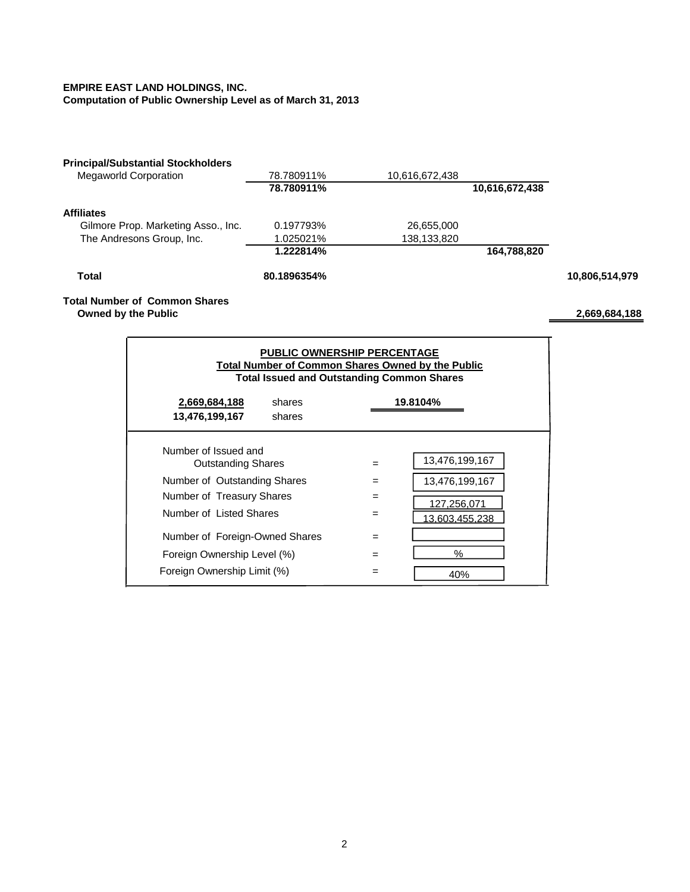**EMPIRE EAST LAND HOLDINGS, INC.**
**Computation of Public Ownership Level as of March 31, 2013**

| | | | | |
|---|---|---|---|---|
| **Principal/Substantial Stockholders** | | | | |
| Megaworld Corporation | 78.780911% | 10,616,672,438 | | |
| | **78.780911%** | | **10,616,672,438** | |
| **Affiliates** | | | | |
| Gilmore Prop. Marketing Asso., Inc. | 0.197793% | 26,655,000 | | |
| The Andresons Group, Inc. | 1.025021% | 138,133,820 | | |
| | **1.222814%** | | **164,788,820** | |
| **Total** | **80.1896354%** | | | **10,806,514,979** |
| **Total Number of Common Shares Owned by the Public** | | | | **2,669,684,188** |

**PUBLIC OWNERSHIP PERCENTAGE**

**Total Number of Common Shares Owned by the Public**
**Total Issued and Outstanding Common Shares**

| | | |
|---|---|---|
| **2,669,684,188** | shares | **19.8104%** |
| **13,476,199,167** | shares | |

| | | |
|---|---|---|
| Number of Issued and Outstanding Shares | = | 13,476,199,167 |
| Number of Outstanding Shares | = | 13,476,199,167 |
| Number of Treasury Shares | = | 127,256,071 |
| Number of Listed Shares | = | 13,603,455,238 |
| Number of Foreign-Owned Shares | = | |
| Foreign Ownership Level (%) | = | % |
| Foreign Ownership Limit (%) | = | 40% |